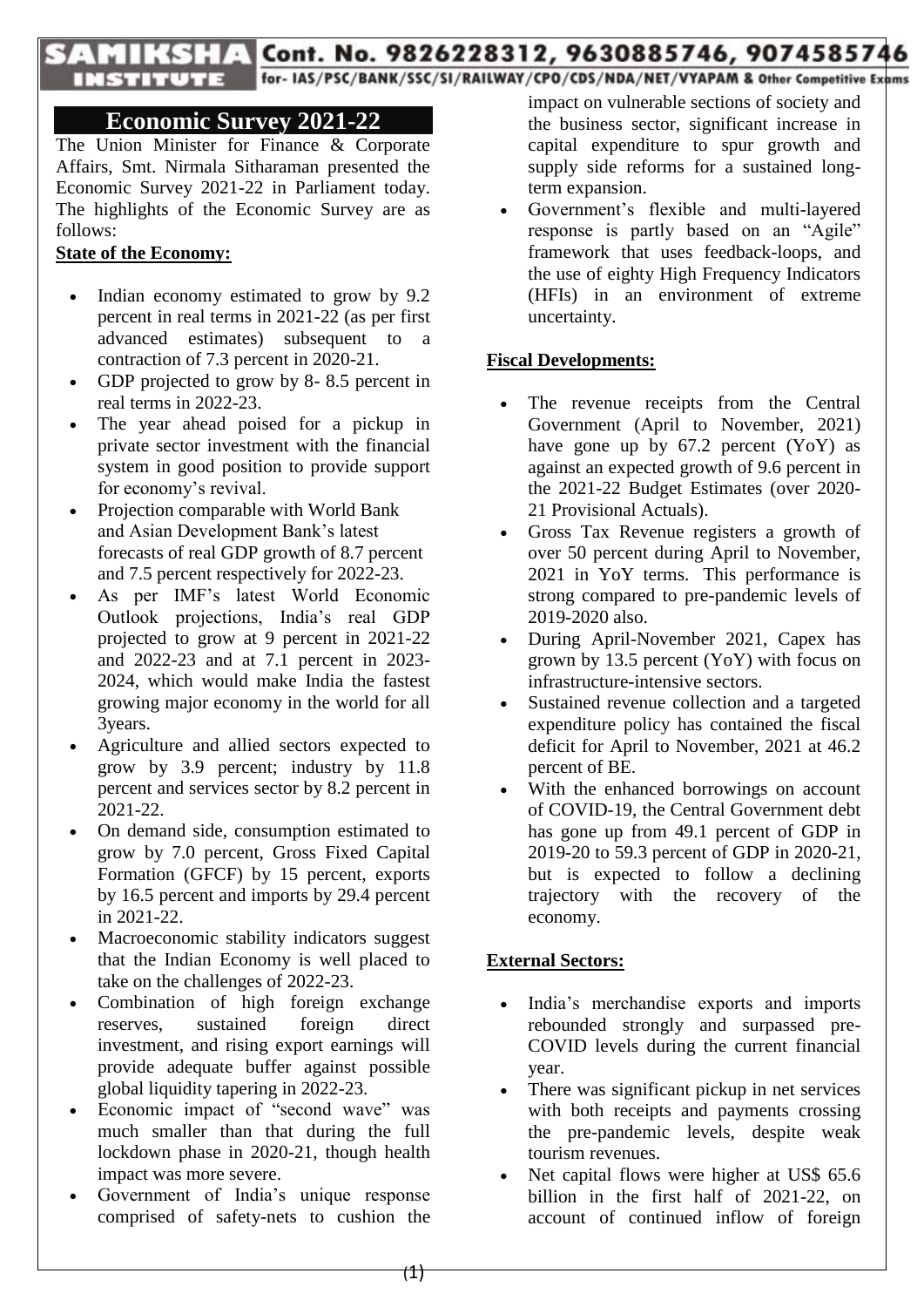# Economic Survey 2021-22

The Union Minister for Finance & Corporate Affairs, Smt. Nirmala Sitharaman presented the Economic Survey 2021-22 in Parliament today. The highlights of the Economic Survey are as follows:

**State of the Economy:**

- Indian economy estimated to grow by 9.2 percent in real terms in 2021-22 (as per first advanced estimates) subsequent to a contraction of 7.3 percent in 2020-21.
- GDP projected to grow by 8- 8.5 percent in real terms in 2022-23.
- The year ahead poised for a pickup in private sector investment with the financial system in good position to provide support for economy's revival.
- Projection comparable with World Bank and Asian Development Bank's latest forecasts of real GDP growth of 8.7 percent and 7.5 percent respectively for 2022-23.
- As per IMF's latest World Economic Outlook projections, India's real GDP projected to grow at 9 percent in 2021-22 and 2022-23 and at 7.1 percent in 2023-2024, which would make India the fastest growing major economy in the world for all 3years.
- Agriculture and allied sectors expected to grow by 3.9 percent; industry by 11.8 percent and services sector by 8.2 percent in 2021-22.
- On demand side, consumption estimated to grow by 7.0 percent, Gross Fixed Capital Formation (GFCF) by 15 percent, exports by 16.5 percent and imports by 29.4 percent in 2021-22.
- Macroeconomic stability indicators suggest that the Indian Economy is well placed to take on the challenges of 2022-23.
- Combination of high foreign exchange reserves, sustained foreign direct investment, and rising export earnings will provide adequate buffer against possible global liquidity tapering in 2022-23.
- Economic impact of "second wave" was much smaller than that during the full lockdown phase in 2020-21, though health impact was more severe.
- Government of India's unique response comprised of safety-nets to cushion the impact on vulnerable sections of society and the business sector, significant increase in capital expenditure to spur growth and supply side reforms for a sustained long-term expansion.
- Government's flexible and multi-layered response is partly based on an "Agile" framework that uses feedback-loops, and the use of eighty High Frequency Indicators (HFIs) in an environment of extreme uncertainty.

**Fiscal Developments:**

- The revenue receipts from the Central Government (April to November, 2021) have gone up by 67.2 percent (YoY) as against an expected growth of 9.6 percent in the 2021-22 Budget Estimates (over 2020-21 Provisional Actuals).
- Gross Tax Revenue registers a growth of over 50 percent during April to November, 2021 in YoY terms. This performance is strong compared to pre-pandemic levels of 2019-2020 also.
- During April-November 2021, Capex has grown by 13.5 percent (YoY) with focus on infrastructure-intensive sectors.
- Sustained revenue collection and a targeted expenditure policy has contained the fiscal deficit for April to November, 2021 at 46.2 percent of BE.
- With the enhanced borrowings on account of COVID-19, the Central Government debt has gone up from 49.1 percent of GDP in 2019-20 to 59.3 percent of GDP in 2020-21, but is expected to follow a declining trajectory with the recovery of the economy.

**External Sectors:**

- India's merchandise exports and imports rebounded strongly and surpassed pre-COVID levels during the current financial year.
- There was significant pickup in net services with both receipts and payments crossing the pre-pandemic levels, despite weak tourism revenues.
- Net capital flows were higher at US$ 65.6 billion in the first half of 2021-22, on account of continued inflow of foreign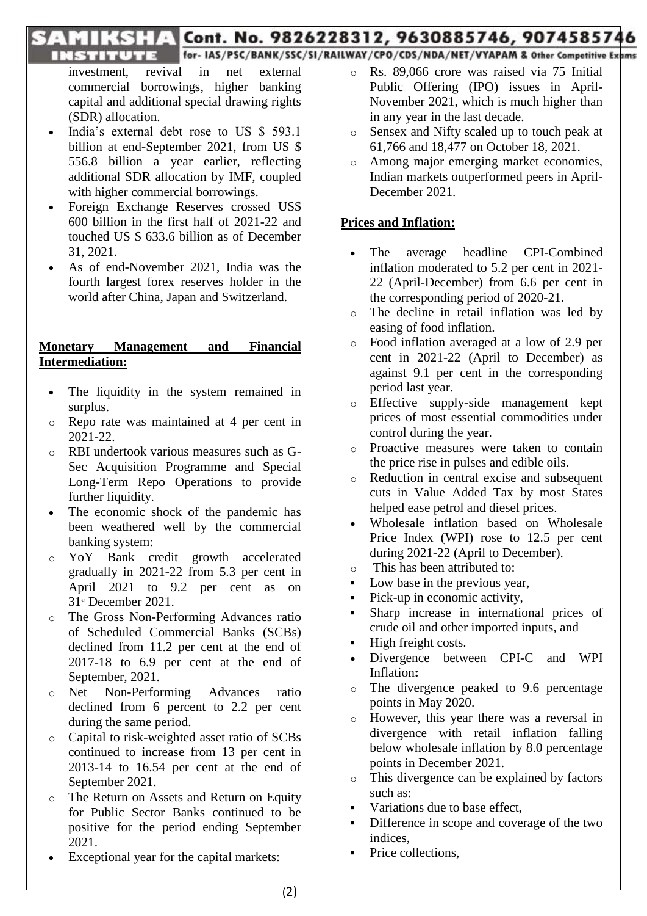investment, revival in net external commercial borrowings, higher banking capital and additional special drawing rights (SDR) allocation.

- India's external debt rose to US $ 593.1 billion at end-September 2021, from US $ 556.8 billion a year earlier, reflecting additional SDR allocation by IMF, coupled with higher commercial borrowings.
- Foreign Exchange Reserves crossed US$ 600 billion in the first half of 2021-22 and touched US $ 633.6 billion as of December 31, 2021.
- As of end-November 2021, India was the fourth largest forex reserves holder in the world after China, Japan and Switzerland.

**Monetary Management and Financial Intermediation:**

- The liquidity in the system remained in surplus.
  - Repo rate was maintained at 4 per cent in 2021-22.
  - RBI undertook various measures such as G-Sec Acquisition Programme and Special Long-Term Repo Operations to provide further liquidity.
- The economic shock of the pandemic has been weathered well by the commercial banking system:
  - YoY Bank credit growth accelerated gradually in 2021-22 from 5.3 per cent in April 2021 to 9.2 per cent as on 31st December 2021.
  - The Gross Non-Performing Advances ratio of Scheduled Commercial Banks (SCBs) declined from 11.2 per cent at the end of 2017-18 to 6.9 per cent at the end of September, 2021.
  - Net Non-Performing Advances ratio declined from 6 percent to 2.2 per cent during the same period.
  - Capital to risk-weighted asset ratio of SCBs continued to increase from 13 per cent in 2013-14 to 16.54 per cent at the end of September 2021.
  - The Return on Assets and Return on Equity for Public Sector Banks continued to be positive for the period ending September 2021.
- Exceptional year for the capital markets:
  - Rs. 89,066 crore was raised via 75 Initial Public Offering (IPO) issues in April-November 2021, which is much higher than in any year in the last decade.
  - Sensex and Nifty scaled up to touch peak at 61,766 and 18,477 on October 18, 2021.
  - Among major emerging market economies, Indian markets outperformed peers in April-December 2021.

**Prices and Inflation:**

- The average headline CPI-Combined inflation moderated to 5.2 per cent in 2021-22 (April-December) from 6.6 per cent in the corresponding period of 2020-21.
  - The decline in retail inflation was led by easing of food inflation.
  - Food inflation averaged at a low of 2.9 per cent in 2021-22 (April to December) as against 9.1 per cent in the corresponding period last year.
  - Effective supply-side management kept prices of most essential commodities under control during the year.
  - Proactive measures were taken to contain the price rise in pulses and edible oils.
  - Reduction in central excise and subsequent cuts in Value Added Tax by most States helped ease petrol and diesel prices.
- Wholesale inflation based on Wholesale Price Index (WPI) rose to 12.5 per cent during 2021-22 (April to December).
  - This has been attributed to:
    - Low base in the previous year,
    - Pick-up in economic activity,
    - Sharp increase in international prices of crude oil and other imported inputs, and
    - High freight costs.
- Divergence between CPI-C and WPI Inflation**:**
  - The divergence peaked to 9.6 percentage points in May 2020.
  - However, this year there was a reversal in divergence with retail inflation falling below wholesale inflation by 8.0 percentage points in December 2021.
  - This divergence can be explained by factors such as:
    - Variations due to base effect,
    - Difference in scope and coverage of the two indices,
    - Price collections,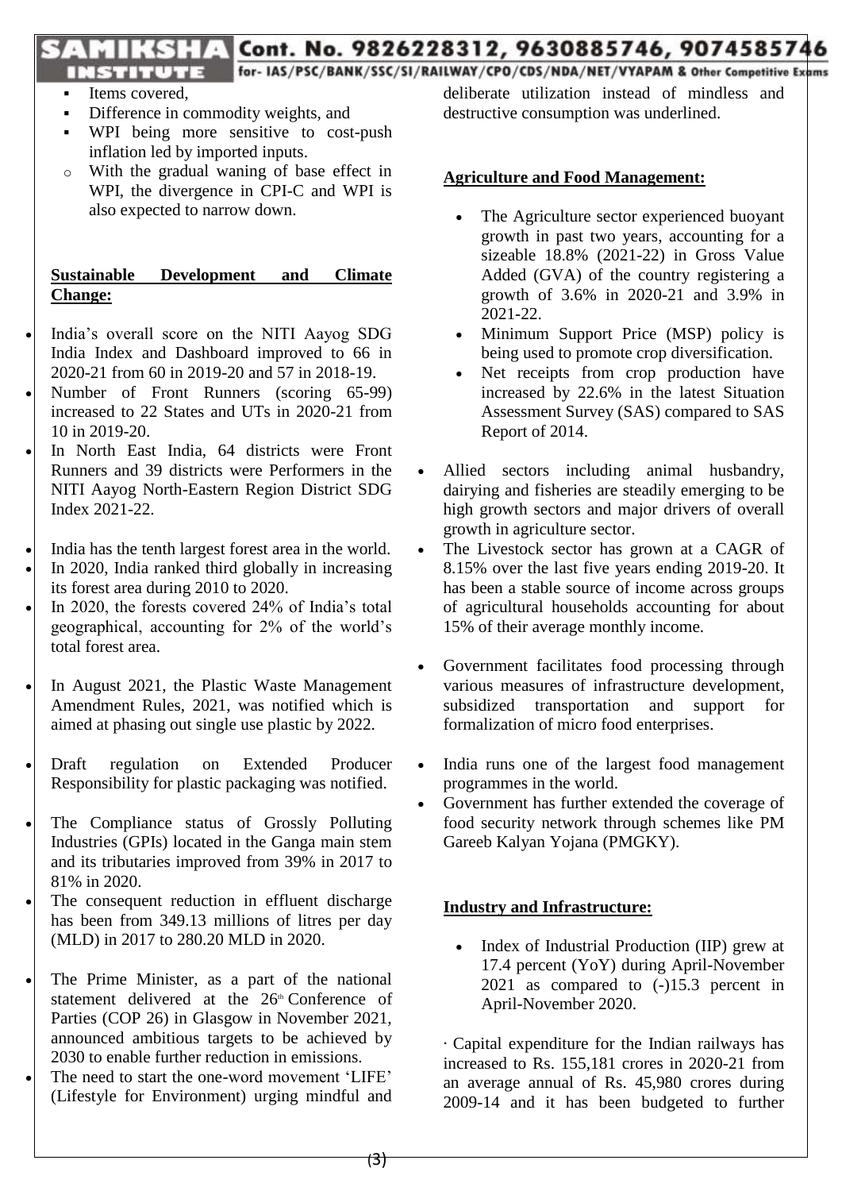- Items covered,
- Difference in commodity weights, and
- WPI being more sensitive to cost-push inflation led by imported inputs.
  - With the gradual waning of base effect in WPI, the divergence in CPI-C and WPI is also expected to narrow down.

**Sustainable Development and Climate Change:**

- India's overall score on the NITI Aayog SDG India Index and Dashboard improved to 66 in 2020-21 from 60 in 2019-20 and 57 in 2018-19.
- Number of Front Runners (scoring 65-99) increased to 22 States and UTs in 2020-21 from 10 in 2019-20.
- In North East India, 64 districts were Front Runners and 39 districts were Performers in the NITI Aayog North-Eastern Region District SDG Index 2021-22.
- India has the tenth largest forest area in the world.
- In 2020, India ranked third globally in increasing its forest area during 2010 to 2020.
- In 2020, the forests covered 24% of India's total geographical, accounting for 2% of the world's total forest area.
- In August 2021, the Plastic Waste Management Amendment Rules, 2021, was notified which is aimed at phasing out single use plastic by 2022.
- Draft regulation on Extended Producer Responsibility for plastic packaging was notified.
- The Compliance status of Grossly Polluting Industries (GPIs) located in the Ganga main stem and its tributaries improved from 39% in 2017 to 81% in 2020.
- The consequent reduction in effluent discharge has been from 349.13 millions of litres per day (MLD) in 2017 to 280.20 MLD in 2020.
- The Prime Minister, as a part of the national statement delivered at the 26th Conference of Parties (COP 26) in Glasgow in November 2021, announced ambitious targets to be achieved by 2030 to enable further reduction in emissions.
- The need to start the one-word movement 'LIFE' (Lifestyle for Environment) urging mindful and deliberate utilization instead of mindless and destructive consumption was underlined.

**Agriculture and Food Management:**

- The Agriculture sector experienced buoyant growth in past two years, accounting for a sizeable 18.8% (2021-22) in Gross Value Added (GVA) of the country registering a growth of 3.6% in 2020-21 and 3.9% in 2021-22.
- Minimum Support Price (MSP) policy is being used to promote crop diversification.
- Net receipts from crop production have increased by 22.6% in the latest Situation Assessment Survey (SAS) compared to SAS Report of 2014.

- Allied sectors including animal husbandry, dairying and fisheries are steadily emerging to be high growth sectors and major drivers of overall growth in agriculture sector.
- The Livestock sector has grown at a CAGR of 8.15% over the last five years ending 2019-20. It has been a stable source of income across groups of agricultural households accounting for about 15% of their average monthly income.
- Government facilitates food processing through various measures of infrastructure development, subsidized transportation and support for formalization of micro food enterprises.
- India runs one of the largest food management programmes in the world.
- Government has further extended the coverage of food security network through schemes like PM Gareeb Kalyan Yojana (PMGKY).

**Industry and Infrastructure:**

- Index of Industrial Production (IIP) grew at 17.4 percent (YoY) during April-November 2021 as compared to (-)15.3 percent in April-November 2020.

· Capital expenditure for the Indian railways has increased to Rs. 155,181 crores in 2020-21 from an average annual of Rs. 45,980 crores during 2009-14 and it has been budgeted to further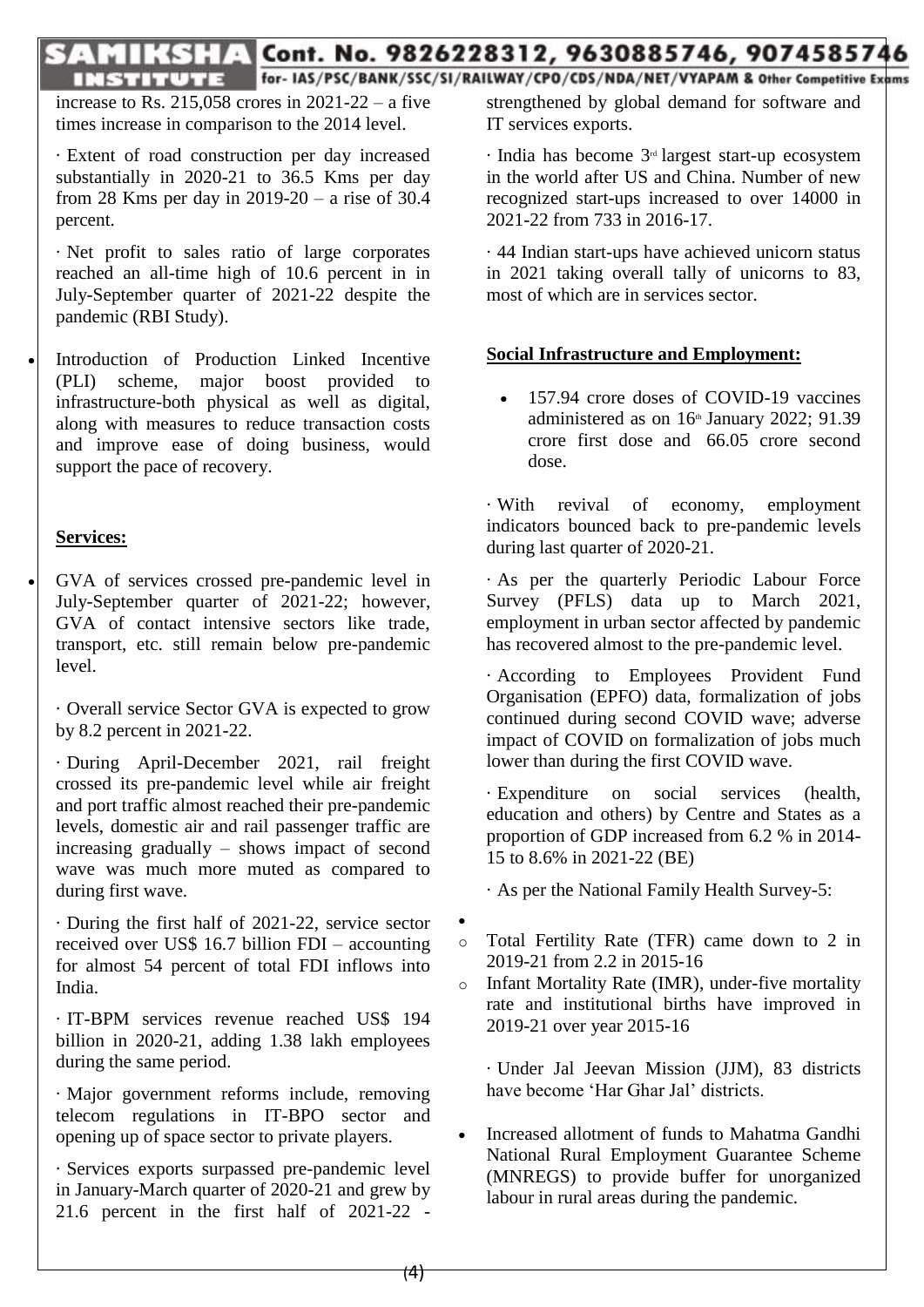increase to Rs. 215,058 crores in 2021-22 – a five times increase in comparison to the 2014 level.

· Extent of road construction per day increased substantially in 2020-21 to 36.5 Kms per day from 28 Kms per day in 2019-20 – a rise of 30.4 percent.

· Net profit to sales ratio of large corporates reached an all-time high of 10.6 percent in in July-September quarter of 2021-22 despite the pandemic (RBI Study).

- Introduction of Production Linked Incentive (PLI) scheme, major boost provided to infrastructure-both physical as well as digital, along with measures to reduce transaction costs and improve ease of doing business, would support the pace of recovery.

**Services:**

- GVA of services crossed pre-pandemic level in July-September quarter of 2021-22; however, GVA of contact intensive sectors like trade, transport, etc. still remain below pre-pandemic level.

· Overall service Sector GVA is expected to grow by 8.2 percent in 2021-22.

· During April-December 2021, rail freight crossed its pre-pandemic level while air freight and port traffic almost reached their pre-pandemic levels, domestic air and rail passenger traffic are increasing gradually – shows impact of second wave was much more muted as compared to during first wave.

· During the first half of 2021-22, service sector received over US$ 16.7 billion FDI – accounting for almost 54 percent of total FDI inflows into India.

· IT-BPM services revenue reached US$ 194 billion in 2020-21, adding 1.38 lakh employees during the same period.

· Major government reforms include, removing telecom regulations in IT-BPO sector and opening up of space sector to private players.

· Services exports surpassed pre-pandemic level in January-March quarter of 2020-21 and grew by 21.6 percent in the first half of 2021-22 - strengthened by global demand for software and IT services exports.

· India has become 3rd largest start-up ecosystem in the world after US and China. Number of new recognized start-ups increased to over 14000 in 2021-22 from 733 in 2016-17.

· 44 Indian start-ups have achieved unicorn status in 2021 taking overall tally of unicorns to 83, most of which are in services sector.

**Social Infrastructure and Employment:**

- 157.94 crore doses of COVID-19 vaccines administered as on 16th January 2022; 91.39 crore first dose and 66.05 crore second dose.

· With revival of economy, employment indicators bounced back to pre-pandemic levels during last quarter of 2020-21.

· As per the quarterly Periodic Labour Force Survey (PFLS) data up to March 2021, employment in urban sector affected by pandemic has recovered almost to the pre-pandemic level.

· According to Employees Provident Fund Organisation (EPFO) data, formalization of jobs continued during second COVID wave; adverse impact of COVID on formalization of jobs much lower than during the first COVID wave.

· Expenditure on social services (health, education and others) by Centre and States as a proportion of GDP increased from 6.2 % in 2014-15 to 8.6% in 2021-22 (BE)

· As per the National Family Health Survey-5:

- Total Fertility Rate (TFR) came down to 2 in 2019-21 from 2.2 in 2015-16
- Infant Mortality Rate (IMR), under-five mortality rate and institutional births have improved in 2019-21 over year 2015-16

· Under Jal Jeevan Mission (JJM), 83 districts have become 'Har Ghar Jal' districts.

- Increased allotment of funds to Mahatma Gandhi National Rural Employment Guarantee Scheme (MNREGS) to provide buffer for unorganized labour in rural areas during the pandemic.